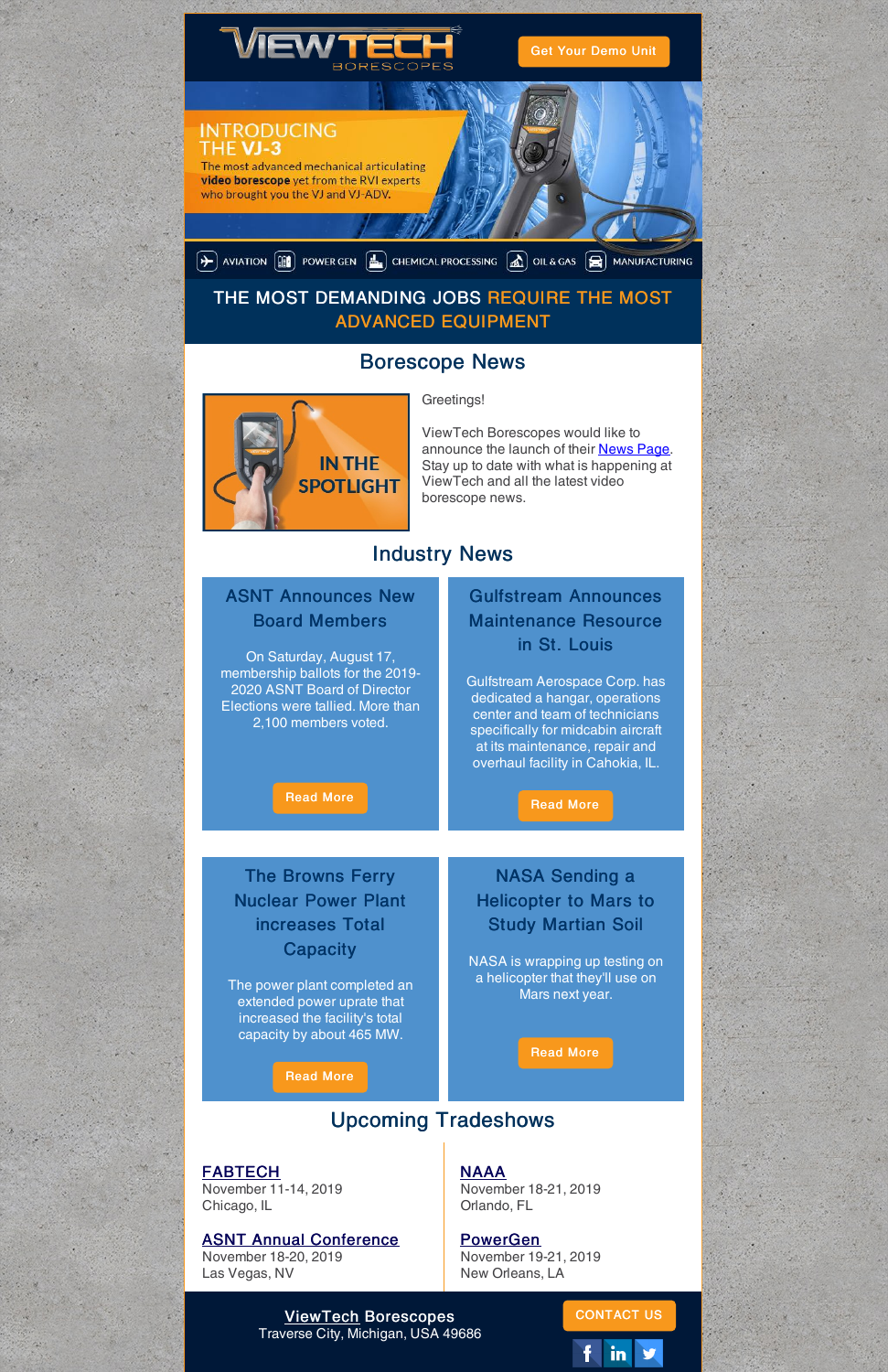VIEWTECH BORESCOPES

Get Your Demo Unit

INTRODUCING THE **VJ-3**

The most advanced mechanical articulating **video borescope** yet from the RVI experts who brought you the VJ and VJ-ADV.

AVIATION | POWER GEN | CHEMICAL PROCESSING | OIL & GAS | MANUFACTURING

THE MOST DEMANDING JOBS REQUIRE THE MOST ADVANCED EQUIPMENT

## Borescope News

IN THE SPOTLIGHT

Greetings!

ViewTech Borescopes would like to announce the launch of their News Page. Stay up to date with what is happening at ViewTech and all the latest video borescope news.

## Industry News

### ASNT Announces New Board Members

On Saturday, August 17, membership ballots for the 2019-2020 ASNT Board of Director Elections were tallied. More than 2,100 members voted.

Read More

### Gulfstream Announces Maintenance Resource in St. Louis

Gulfstream Aerospace Corp. has dedicated a hangar, operations center and team of technicians specifically for midcabin aircraft at its maintenance, repair and overhaul facility in Cahokia, IL.

Read More

### The Browns Ferry Nuclear Power Plant increases Total Capacity

The power plant completed an extended power uprate that increased the facility's total capacity by about 465 MW.

Read More

### NASA Sending a Helicopter to Mars to Study Martian Soil

NASA is wrapping up testing on a helicopter that they'll use on Mars next year.

Read More

## Upcoming Tradeshows

**FABTECH**
November 11-14, 2019
Chicago, IL

**ASNT Annual Conference**
November 18-20, 2019
Las Vegas, NV

**NAAA**
November 18-21, 2019
Orlando, FL

**PowerGen**
November 19-21, 2019
New Orleans, LA

ViewTech Borescopes
Traverse City, Michigan, USA 49686

CONTACT US